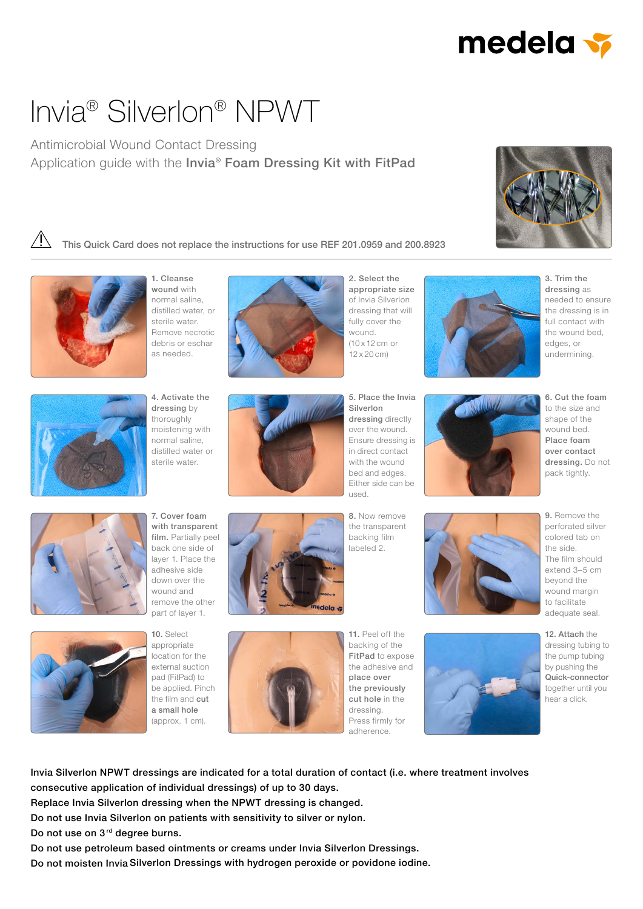medela

# Invia® Silverlon® NPWT

Antimicrobial Wound Contact Dressing

Application guide with the **Invia® Foam Dressing Kit with FitPad**

⚠ This Quick Card does not replace the instructions for use REF 201.0959 and 200.8923

1. **Cleanse wound** with normal saline, distilled water, or sterile water. Remove necrotic debris or eschar as needed.

2. **Select the appropriate size** of Invia Silverlon dressing that will fully cover the wound. (10 x 12 cm or 12 x 20 cm)

3. **Trim the dressing** as needed to ensure the dressing is in full contact with the wound bed, edges, or undermining.

4. **Activate the dressing** by thoroughly moistening with normal saline, distilled water or sterile water.

5. **Place the Invia Silverlon dressing** directly over the wound. Ensure dressing is in direct contact with the wound bed and edges. Either side can be used.

6. **Cut the foam** to the size and shape of the wound bed. **Place foam over contact dressing.** Do not pack tightly.

7. **Cover foam with transparent film.** Partially peel back one side of layer 1. Place the adhesive side down over the wound and remove the other part of layer 1.

8. Now remove the transparent backing film labeled 2.

9. Remove the perforated silver colored tab on the side. The film should extend 3–5 cm beyond the wound margin to facilitate adequate seal.

10. Select appropriate location for the external suction pad (FitPad) to be applied. Pinch the film and **cut a small hole** (approx. 1 cm).

11. Peel off the backing of the **FitPad** to expose the adhesive and **place over the previously cut hole** in the dressing. Press firmly for adherence.

12. **Attach** the dressing tubing to the pump tubing by pushing the **Quick-connector** together until you hear a click.

**Invia Silverlon NPWT dressings are indicated for a total duration of contact (i.e. where treatment involves consecutive application of individual dressings) of up to 30 days.**
**Replace Invia Silverlon dressing when the NPWT dressing is changed.**
**Do not use Invia Silverlon on patients with sensitivity to silver or nylon.**
**Do not use on 3rd degree burns.**
**Do not use petroleum based ointments or creams under Invia Silverlon Dressings.**
**Do not moisten Invia Silverlon Dressings with hydrogen peroxide or povidone iodine.**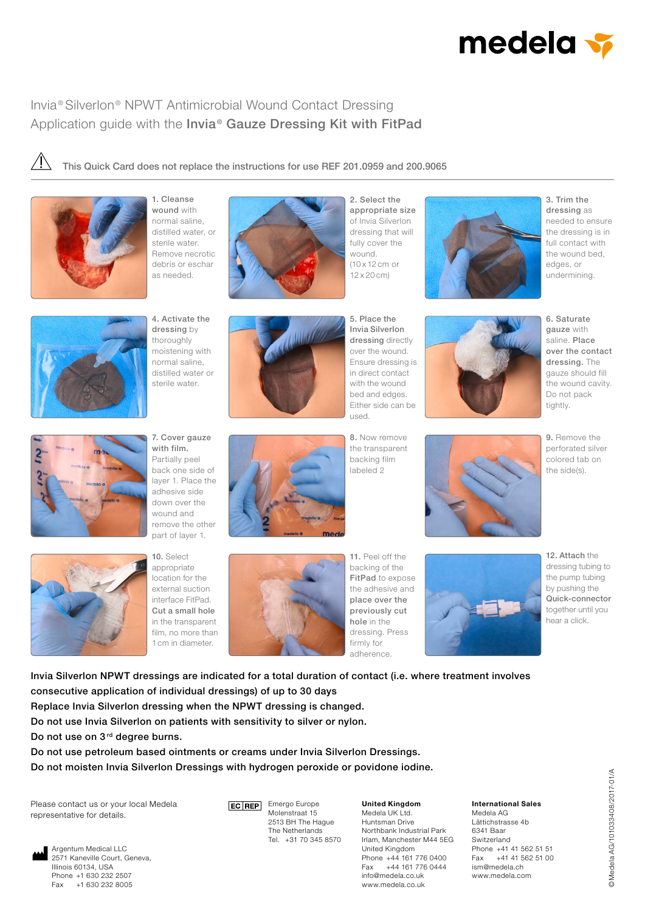medela

# Invia® Silverlon® NPWT Antimicrobial Wound Contact Dressing

## Application guide with the **Invia® Gauze Dressing Kit with FitPad**

⚠ This Quick Card does not replace the instructions for use REF 201.0959 and 200.9065

1. **Cleanse** wound with normal saline, distilled water, or sterile water. Remove necrotic debris or eschar as needed.

2. **Select the appropriate size** of Invia Silverlon dressing that will fully cover the wound. (10 x 12 cm or 12 x 20 cm)

3. **Trim the dressing** as needed to ensure the dressing is in full contact with the wound bed, edges, or undermining.

4. **Activate the dressing** by thoroughly moistening with normal saline, distilled water or sterile water.

5. **Place the Invia Silverlon dressing** directly over the wound. Ensure dressing is in direct contact with the wound bed and edges. Either side can be used.

6. **Saturate gauze** with saline. **Place over the contact dressing.** The gauze should fill the wound cavity. Do not pack tightly.

7. **Cover gauze with film.** Partially peel back one side of layer 1. Place the adhesive side down over the wound and remove the other part of layer 1.

8. Now remove the transparent backing film labeled 2

9. Remove the perforated silver colored tab on the side(s).

10. Select appropriate location for the external suction interface FitPad. **Cut a small hole** in the transparent film, no more than 1 cm in diameter.

11. Peel off the backing of the **FitPad** to expose the adhesive and **place over the previously cut hole** in the dressing. Press firmly for adherence.

12. **Attach** the dressing tubing to the pump tubing by pushing the **Quick-connector** together until you hear a click.

**Invia Silverlon NPWT dressings are indicated for a total duration of contact (i.e. where treatment involves consecutive application of individual dressings) of up to 30 days**
**Replace Invia Silverlon dressing when the NPWT dressing is changed.**
**Do not use Invia Silverlon on patients with sensitivity to silver or nylon.**
**Do not use on 3rd degree burns.**
**Do not use petroleum based ointments or creams under Invia Silverlon Dressings.**
**Do not moisten Invia Silverlon Dressings with hydrogen peroxide or povidone iodine.**

Please contact us or your local Medela representative for details.

Argentum Medical LLC
2571 Kaneville Court, Geneva,
Illinois 60134, USA
Phone +1 630 232 2507
Fax +1 630 232 8005

EC REP
Emergo Europe
Molenstraat 15
2513 BH The Hague
The Netherlands
Tel. +31 70 345 8570

**United Kingdom**
Medela UK Ltd.
Huntsman Drive
Northbank Industrial Park
Irlam, Manchester M44 5EG
United Kingdom
Phone +44 161 776 0400
Fax +44 161 776 0444
info@medela.co.uk
www.medela.co.uk

**International Sales**
Medela AG
Lättichstrasse 4b
6341 Baar
Switzerland
Phone +41 41 562 51 51
Fax +41 41 562 51 00
ism@medela.ch
www.medela.com

©Medela AG/101033408/2017-01/A